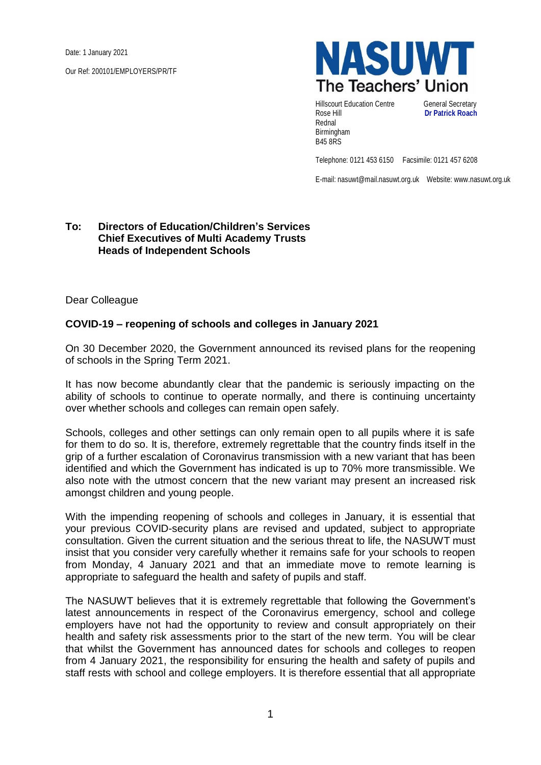Date: 1 January 2021

Our Ref: 200101/EMPLOYERS/PR/TF

**NASUWT**
**The Teachers' Union**

Hillscourt Education Centre
Rose Hill
Rednal
Birmingham
B45 8RS

General Secretary
**Dr Patrick Roach**

Telephone: 0121 453 6150 Facsimile: 0121 457 6208

E-mail: nasuwt@mail.nasuwt.org.uk Website: www.nasuwt.org.uk

**To: Directors of Education/Children's Services**
**Chief Executives of Multi Academy Trusts**
**Heads of Independent Schools**

Dear Colleague

**COVID-19 – reopening of schools and colleges in January 2021**

On 30 December 2020, the Government announced its revised plans for the reopening of schools in the Spring Term 2021.

It has now become abundantly clear that the pandemic is seriously impacting on the ability of schools to continue to operate normally, and there is continuing uncertainty over whether schools and colleges can remain open safely.

Schools, colleges and other settings can only remain open to all pupils where it is safe for them to do so. It is, therefore, extremely regrettable that the country finds itself in the grip of a further escalation of Coronavirus transmission with a new variant that has been identified and which the Government has indicated is up to 70% more transmissible. We also note with the utmost concern that the new variant may present an increased risk amongst children and young people.

With the impending reopening of schools and colleges in January, it is essential that your previous COVID-security plans are revised and updated, subject to appropriate consultation. Given the current situation and the serious threat to life, the NASUWT must insist that you consider very carefully whether it remains safe for your schools to reopen from Monday, 4 January 2021 and that an immediate move to remote learning is appropriate to safeguard the health and safety of pupils and staff.

The NASUWT believes that it is extremely regrettable that following the Government's latest announcements in respect of the Coronavirus emergency, school and college employers have not had the opportunity to review and consult appropriately on their health and safety risk assessments prior to the start of the new term. You will be clear that whilst the Government has announced dates for schools and colleges to reopen from 4 January 2021, the responsibility for ensuring the health and safety of pupils and staff rests with school and college employers. It is therefore essential that all appropriate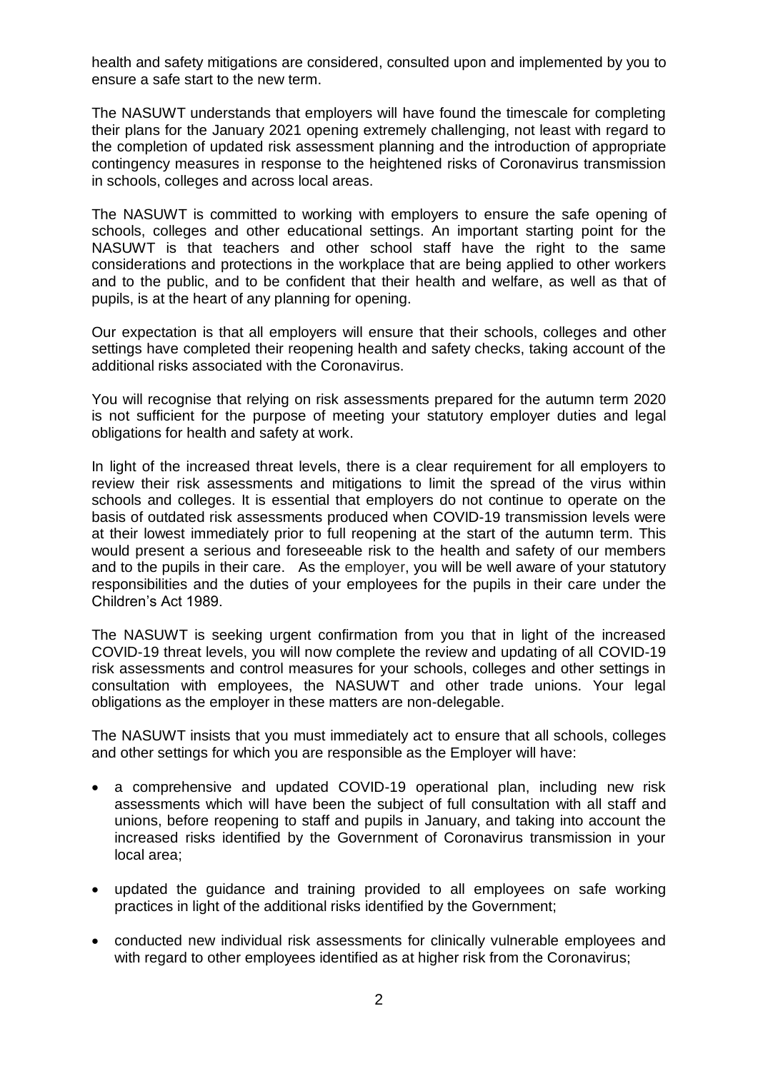health and safety mitigations are considered, consulted upon and implemented by you to ensure a safe start to the new term.

The NASUWT understands that employers will have found the timescale for completing their plans for the January 2021 opening extremely challenging, not least with regard to the completion of updated risk assessment planning and the introduction of appropriate contingency measures in response to the heightened risks of Coronavirus transmission in schools, colleges and across local areas.

The NASUWT is committed to working with employers to ensure the safe opening of schools, colleges and other educational settings. An important starting point for the NASUWT is that teachers and other school staff have the right to the same considerations and protections in the workplace that are being applied to other workers and to the public, and to be confident that their health and welfare, as well as that of pupils, is at the heart of any planning for opening.

Our expectation is that all employers will ensure that their schools, colleges and other settings have completed their reopening health and safety checks, taking account of the additional risks associated with the Coronavirus.

You will recognise that relying on risk assessments prepared for the autumn term 2020 is not sufficient for the purpose of meeting your statutory employer duties and legal obligations for health and safety at work.

In light of the increased threat levels, there is a clear requirement for all employers to review their risk assessments and mitigations to limit the spread of the virus within schools and colleges. It is essential that employers do not continue to operate on the basis of outdated risk assessments produced when COVID-19 transmission levels were at their lowest immediately prior to full reopening at the start of the autumn term. This would present a serious and foreseeable risk to the health and safety of our members and to the pupils in their care. As the employer, you will be well aware of your statutory responsibilities and the duties of your employees for the pupils in their care under the Children's Act 1989.

The NASUWT is seeking urgent confirmation from you that in light of the increased COVID-19 threat levels, you will now complete the review and updating of all COVID-19 risk assessments and control measures for your schools, colleges and other settings in consultation with employees, the NASUWT and other trade unions. Your legal obligations as the employer in these matters are non-delegable.

The NASUWT insists that you must immediately act to ensure that all schools, colleges and other settings for which you are responsible as the Employer will have:

- a comprehensive and updated COVID-19 operational plan, including new risk assessments which will have been the subject of full consultation with all staff and unions, before reopening to staff and pupils in January, and taking into account the increased risks identified by the Government of Coronavirus transmission in your local area;
- updated the guidance and training provided to all employees on safe working practices in light of the additional risks identified by the Government;
- conducted new individual risk assessments for clinically vulnerable employees and with regard to other employees identified as at higher risk from the Coronavirus;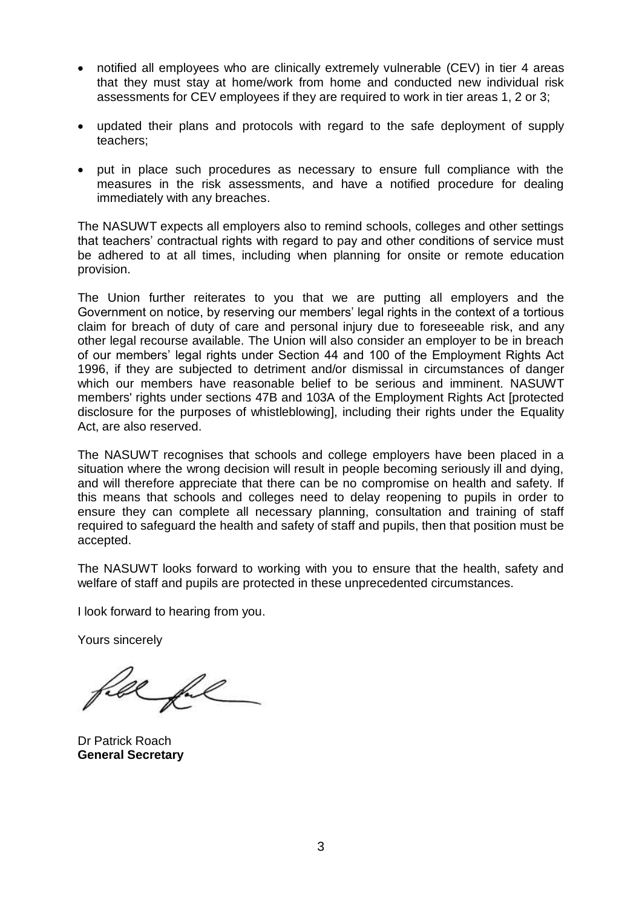- notified all employees who are clinically extremely vulnerable (CEV) in tier 4 areas that they must stay at home/work from home and conducted new individual risk assessments for CEV employees if they are required to work in tier areas 1, 2 or 3;
- updated their plans and protocols with regard to the safe deployment of supply teachers;
- put in place such procedures as necessary to ensure full compliance with the measures in the risk assessments, and have a notified procedure for dealing immediately with any breaches.

The NASUWT expects all employers also to remind schools, colleges and other settings that teachers' contractual rights with regard to pay and other conditions of service must be adhered to at all times, including when planning for onsite or remote education provision.

The Union further reiterates to you that we are putting all employers and the Government on notice, by reserving our members' legal rights in the context of a tortious claim for breach of duty of care and personal injury due to foreseeable risk, and any other legal recourse available. The Union will also consider an employer to be in breach of our members' legal rights under Section 44 and 100 of the Employment Rights Act 1996, if they are subjected to detriment and/or dismissal in circumstances of danger which our members have reasonable belief to be serious and imminent. NASUWT members' rights under sections 47B and 103A of the Employment Rights Act [protected disclosure for the purposes of whistleblowing], including their rights under the Equality Act, are also reserved.

The NASUWT recognises that schools and college employers have been placed in a situation where the wrong decision will result in people becoming seriously ill and dying, and will therefore appreciate that there can be no compromise on health and safety. If this means that schools and colleges need to delay reopening to pupils in order to ensure they can complete all necessary planning, consultation and training of staff required to safeguard the health and safety of staff and pupils, then that position must be accepted.

The NASUWT looks forward to working with you to ensure that the health, safety and welfare of staff and pupils are protected in these unprecedented circumstances.

I look forward to hearing from you.

Yours sincerely

Dr Patrick Roach
**General Secretary**